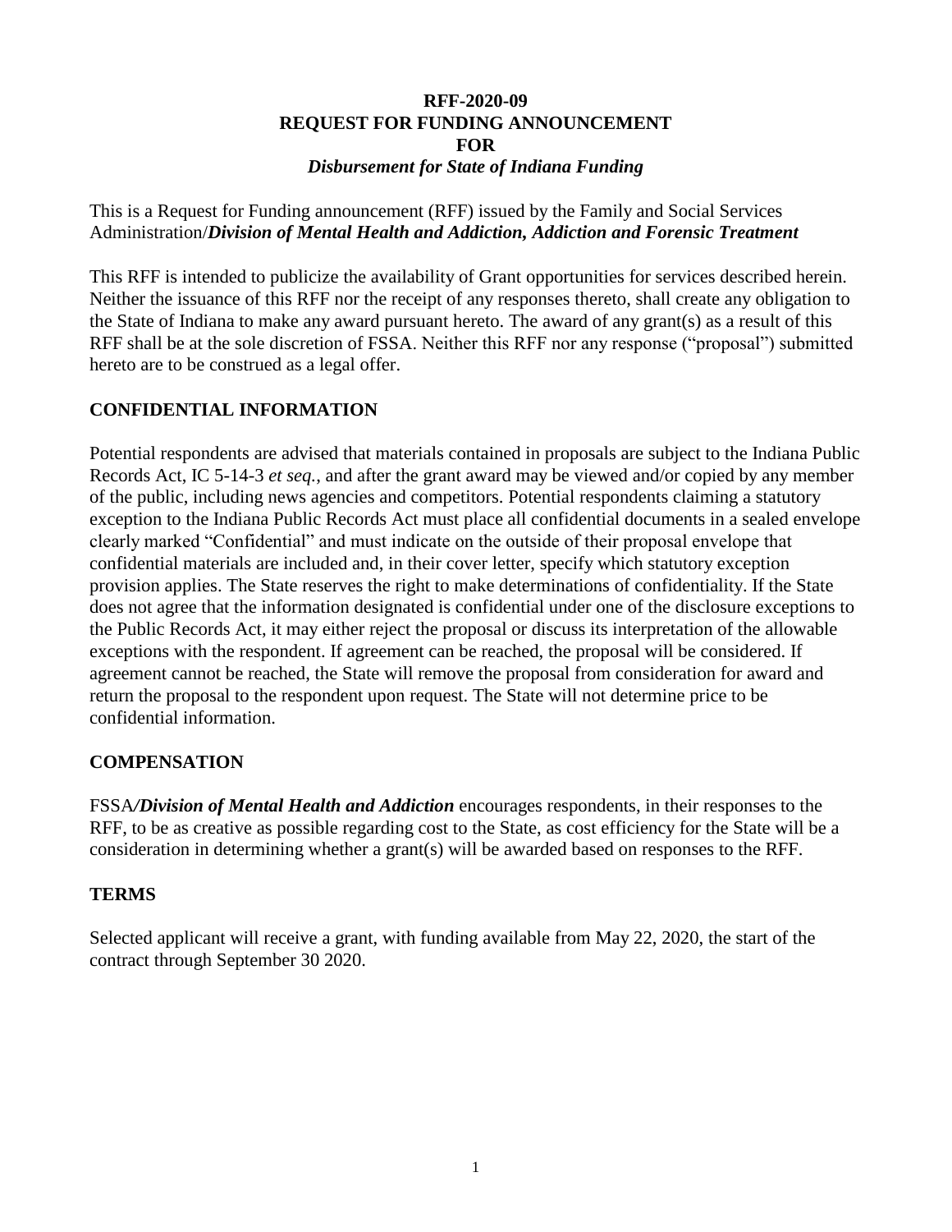**RFF-2020-09**
**REQUEST FOR FUNDING ANNOUNCEMENT**
**FOR**
***Disbursement for State of Indiana Funding***

This is a Request for Funding announcement (RFF) issued by the Family and Social Services Administration/***Division of Mental Health and Addiction, Addiction and Forensic Treatment***

This RFF is intended to publicize the availability of Grant opportunities for services described herein. Neither the issuance of this RFF nor the receipt of any responses thereto, shall create any obligation to the State of Indiana to make any award pursuant hereto. The award of any grant(s) as a result of this RFF shall be at the sole discretion of FSSA. Neither this RFF nor any response ("proposal") submitted hereto are to be construed as a legal offer.

## CONFIDENTIAL INFORMATION

Potential respondents are advised that materials contained in proposals are subject to the Indiana Public Records Act, IC 5-14-3 *et seq.*, and after the grant award may be viewed and/or copied by any member of the public, including news agencies and competitors. Potential respondents claiming a statutory exception to the Indiana Public Records Act must place all confidential documents in a sealed envelope clearly marked "Confidential" and must indicate on the outside of their proposal envelope that confidential materials are included and, in their cover letter, specify which statutory exception provision applies. The State reserves the right to make determinations of confidentiality. If the State does not agree that the information designated is confidential under one of the disclosure exceptions to the Public Records Act, it may either reject the proposal or discuss its interpretation of the allowable exceptions with the respondent. If agreement can be reached, the proposal will be considered. If agreement cannot be reached, the State will remove the proposal from consideration for award and return the proposal to the respondent upon request. The State will not determine price to be confidential information.

## COMPENSATION

FSSA***/Division of Mental Health and Addiction*** encourages respondents, in their responses to the RFF, to be as creative as possible regarding cost to the State, as cost efficiency for the State will be a consideration in determining whether a grant(s) will be awarded based on responses to the RFF.

## TERMS

Selected applicant will receive a grant, with funding available from May 22, 2020, the start of the contract through September 30 2020.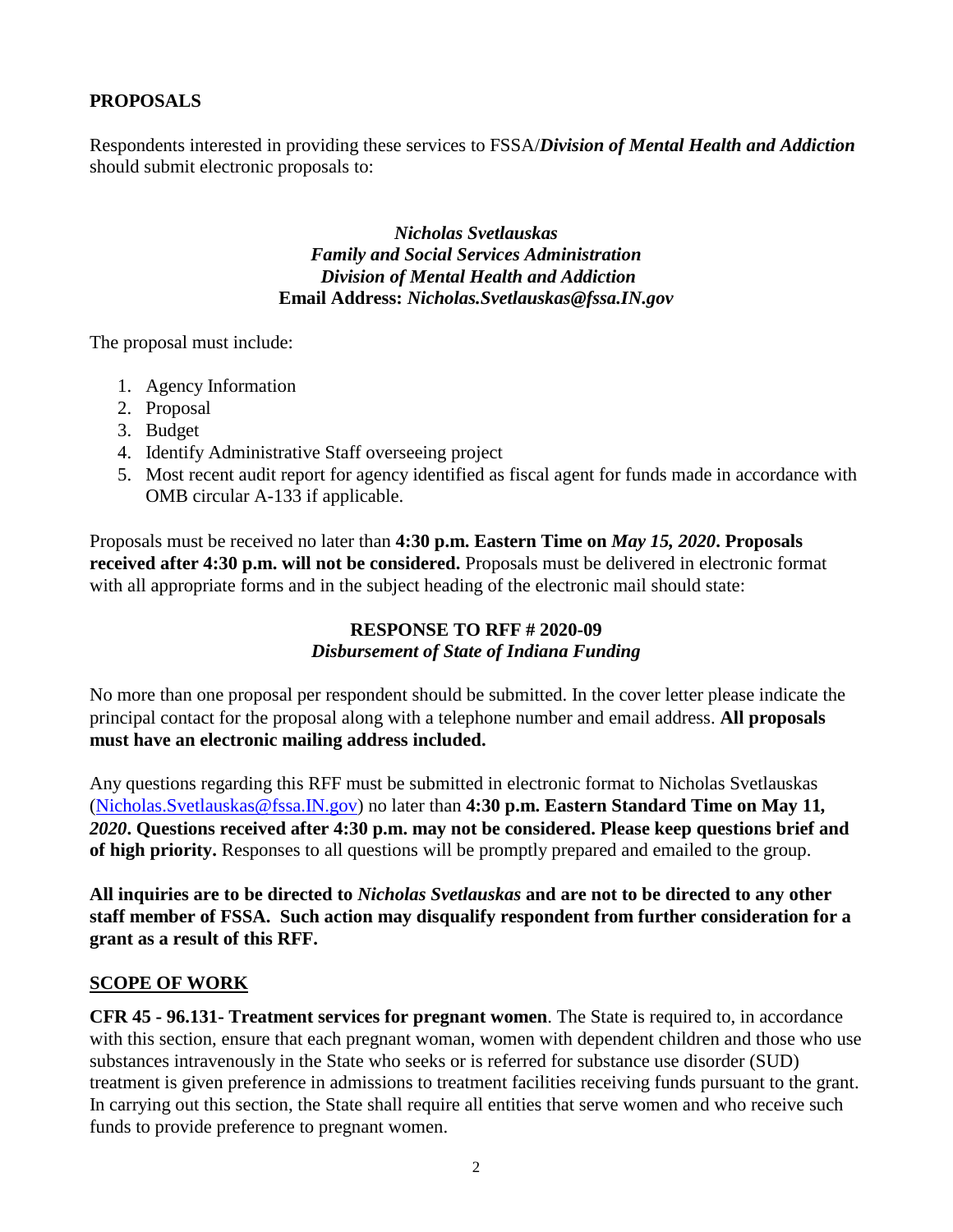## PROPOSALS

Respondents interested in providing these services to FSSA/***Division of Mental Health and Addiction*** should submit electronic proposals to:

*Nicholas Svetlauskas*
*Family and Social Services Administration*
*Division of Mental Health and Addiction*
**Email Address:** *Nicholas.Svetlauskas@fssa.IN.gov*

The proposal must include:

1. Agency Information
2. Proposal
3. Budget
4. Identify Administrative Staff overseeing project
5. Most recent audit report for agency identified as fiscal agent for funds made in accordance with OMB circular A-133 if applicable.

Proposals must be received no later than **4:30 p.m. Eastern Time on** ***May 15, 2020*****. Proposals received after 4:30 p.m. will not be considered.** Proposals must be delivered in electronic format with all appropriate forms and in the subject heading of the electronic mail should state:

**RESPONSE TO RFF # 2020-09**
***Disbursement of State of Indiana Funding***

No more than one proposal per respondent should be submitted. In the cover letter please indicate the principal contact for the proposal along with a telephone number and email address. **All proposals must have an electronic mailing address included.**

Any questions regarding this RFF must be submitted in electronic format to Nicholas Svetlauskas (Nicholas.Svetlauskas@fssa.IN.gov) no later than **4:30 p.m. Eastern Standard Time on May 11,** ***2020*****. Questions received after 4:30 p.m. may not be considered. Please keep questions brief and of high priority.** Responses to all questions will be promptly prepared and emailed to the group.

**All inquiries are to be directed to** ***Nicholas Svetlauskas*** **and are not to be directed to any other staff member of FSSA. Such action may disqualify respondent from further consideration for a grant as a result of this RFF.**

## SCOPE OF WORK

**CFR 45 - 96.131- Treatment services for pregnant women**. The State is required to, in accordance with this section, ensure that each pregnant woman, women with dependent children and those who use substances intravenously in the State who seeks or is referred for substance use disorder (SUD) treatment is given preference in admissions to treatment facilities receiving funds pursuant to the grant. In carrying out this section, the State shall require all entities that serve women and who receive such funds to provide preference to pregnant women.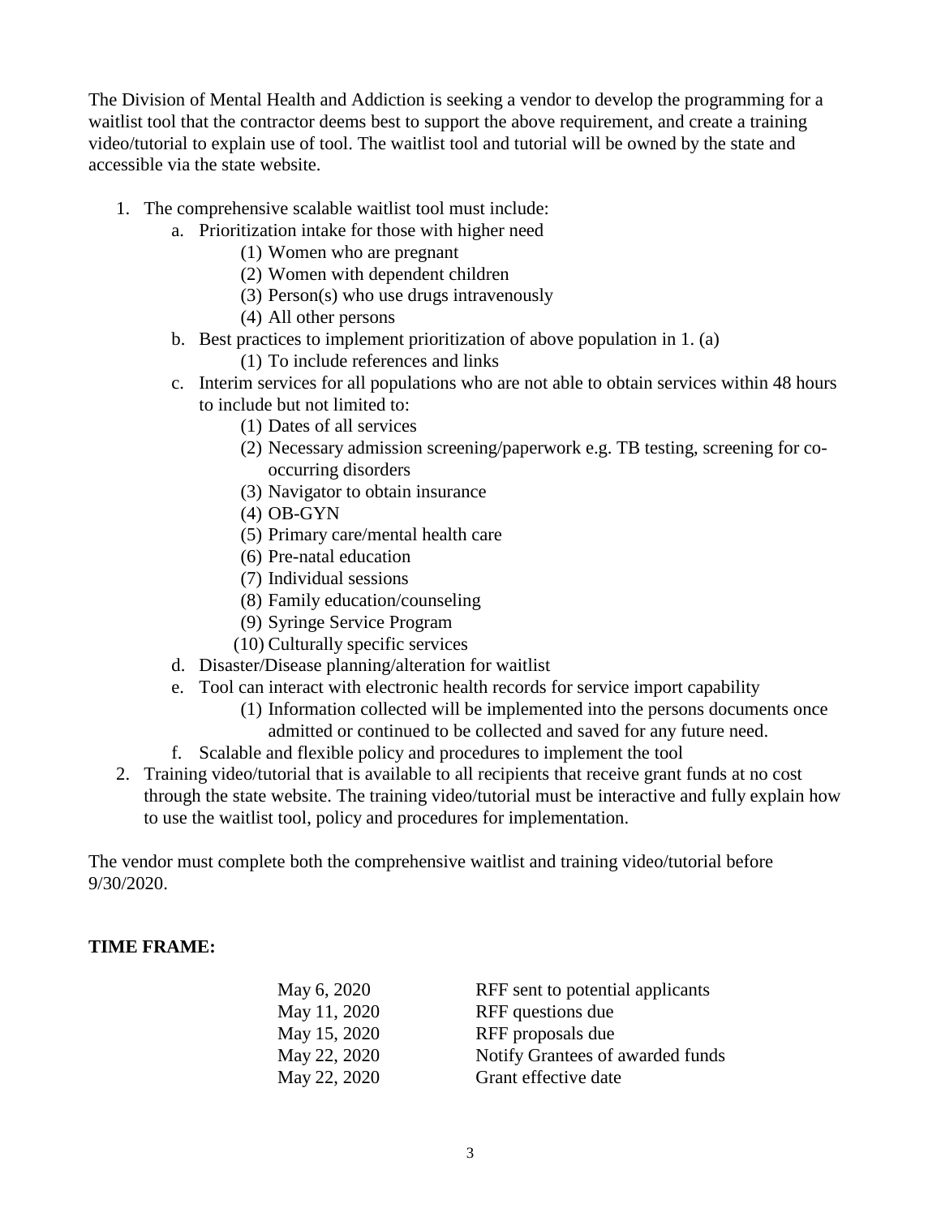The Division of Mental Health and Addiction is seeking a vendor to develop the programming for a waitlist tool that the contractor deems best to support the above requirement, and create a training video/tutorial to explain use of tool. The waitlist tool and tutorial will be owned by the state and accessible via the state website.

1. The comprehensive scalable waitlist tool must include:
   a. Prioritization intake for those with higher need
      (1) Women who are pregnant
      (2) Women with dependent children
      (3) Person(s) who use drugs intravenously
      (4) All other persons
   b. Best practices to implement prioritization of above population in 1. (a)
      (1) To include references and links
   c. Interim services for all populations who are not able to obtain services within 48 hours to include but not limited to:
      (1) Dates of all services
      (2) Necessary admission screening/paperwork e.g. TB testing, screening for co-occurring disorders
      (3) Navigator to obtain insurance
      (4) OB-GYN
      (5) Primary care/mental health care
      (6) Pre-natal education
      (7) Individual sessions
      (8) Family education/counseling
      (9) Syringe Service Program
      (10) Culturally specific services
   d. Disaster/Disease planning/alteration for waitlist
   e. Tool can interact with electronic health records for service import capability
      (1) Information collected will be implemented into the persons documents once admitted or continued to be collected and saved for any future need.
   f. Scalable and flexible policy and procedures to implement the tool
2. Training video/tutorial that is available to all recipients that receive grant funds at no cost through the state website. The training video/tutorial must be interactive and fully explain how to use the waitlist tool, policy and procedures for implementation.

The vendor must complete both the comprehensive waitlist and training video/tutorial before 9/30/2020.

**TIME FRAME:**

| | |
|---|---|
| May 6, 2020 | RFF sent to potential applicants |
| May 11, 2020 | RFF questions due |
| May 15, 2020 | RFF proposals due |
| May 22, 2020 | Notify Grantees of awarded funds |
| May 22, 2020 | Grant effective date |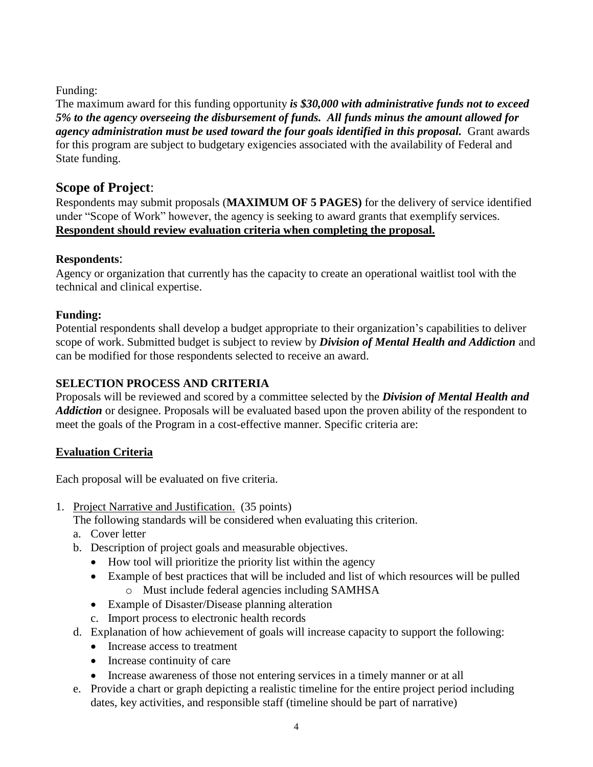Funding:
The maximum award for this funding opportunity ***is $30,000 with administrative funds not to exceed 5% to the agency overseeing the disbursement of funds. All funds minus the amount allowed for agency administration must be used toward the four goals identified in this proposal.*** Grant awards for this program are subject to budgetary exigencies associated with the availability of Federal and State funding.

## Scope of Project:

Respondents may submit proposals (**MAXIMUM OF 5 PAGES)** for the delivery of service identified under "Scope of Work" however, the agency is seeking to award grants that exemplify services. **Respondent should review evaluation criteria when completing the proposal.**

**Respondents**:
Agency or organization that currently has the capacity to create an operational waitlist tool with the technical and clinical expertise.

**Funding:**
Potential respondents shall develop a budget appropriate to their organization's capabilities to deliver scope of work. Submitted budget is subject to review by ***Division of Mental Health and Addiction*** and can be modified for those respondents selected to receive an award.

**SELECTION PROCESS AND CRITERIA**
Proposals will be reviewed and scored by a committee selected by the ***Division of Mental Health and Addiction*** or designee. Proposals will be evaluated based upon the proven ability of the respondent to meet the goals of the Program in a cost-effective manner. Specific criteria are:

**Evaluation Criteria**

Each proposal will be evaluated on five criteria.

1. Project Narrative and Justification. (35 points)
   The following standards will be considered when evaluating this criterion.
   a. Cover letter
   b. Description of project goals and measurable objectives.
      - How tool will prioritize the priority list within the agency
      - Example of best practices that will be included and list of which resources will be pulled
        - Must include federal agencies including SAMHSA
      - Example of Disaster/Disease planning alteration
   c. Import process to electronic health records
   d. Explanation of how achievement of goals will increase capacity to support the following:
      - Increase access to treatment
      - Increase continuity of care
      - Increase awareness of those not entering services in a timely manner or at all
   e. Provide a chart or graph depicting a realistic timeline for the entire project period including dates, key activities, and responsible staff (timeline should be part of narrative)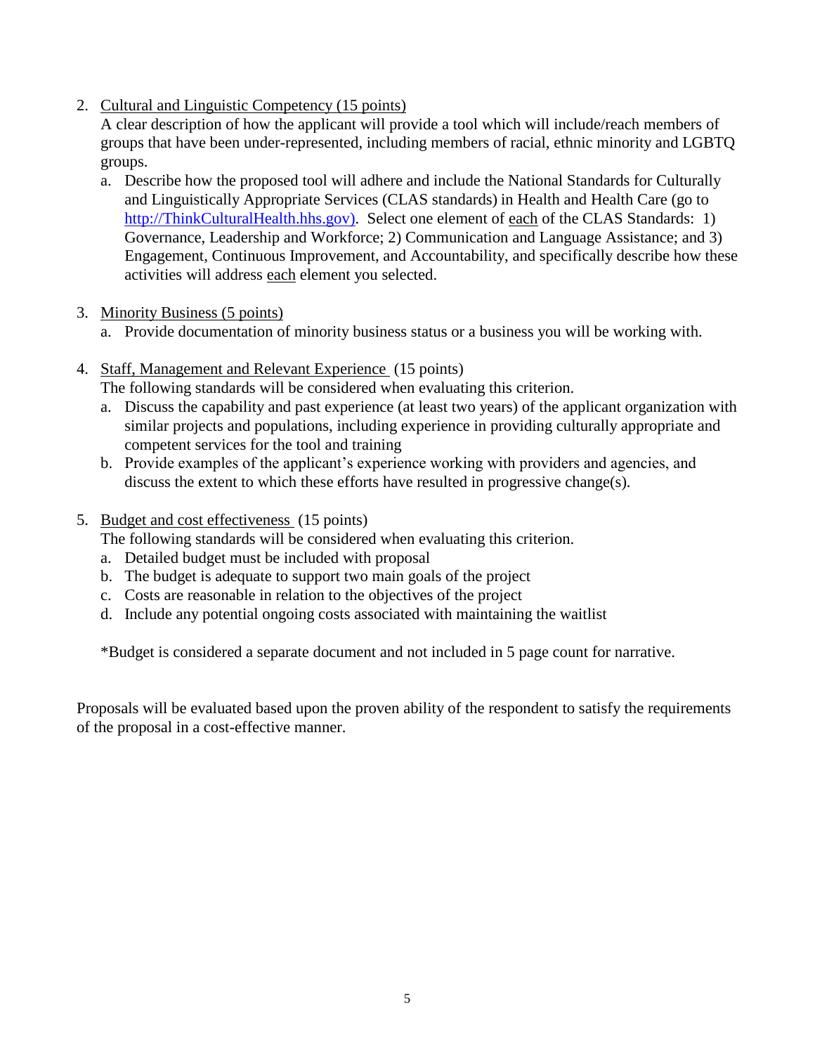2. Cultural and Linguistic Competency (15 points)
   A clear description of how the applicant will provide a tool which will include/reach members of groups that have been under-represented, including members of racial, ethnic minority and LGBTQ groups.
   a. Describe how the proposed tool will adhere and include the National Standards for Culturally and Linguistically Appropriate Services (CLAS standards) in Health and Health Care (go to http://ThinkCulturalHealth.hhs.gov). Select one element of each of the CLAS Standards: 1) Governance, Leadership and Workforce; 2) Communication and Language Assistance; and 3) Engagement, Continuous Improvement, and Accountability, and specifically describe how these activities will address each element you selected.

3. Minority Business (5 points)
   a. Provide documentation of minority business status or a business you will be working with.

4. Staff, Management and Relevant Experience (15 points)
   The following standards will be considered when evaluating this criterion.
   a. Discuss the capability and past experience (at least two years) of the applicant organization with similar projects and populations, including experience in providing culturally appropriate and competent services for the tool and training
   b. Provide examples of the applicant's experience working with providers and agencies, and discuss the extent to which these efforts have resulted in progressive change(s).

5. Budget and cost effectiveness (15 points)
   The following standards will be considered when evaluating this criterion.
   a. Detailed budget must be included with proposal
   b. The budget is adequate to support two main goals of the project
   c. Costs are reasonable in relation to the objectives of the project
   d. Include any potential ongoing costs associated with maintaining the waitlist

   *Budget is considered a separate document and not included in 5 page count for narrative.

Proposals will be evaluated based upon the proven ability of the respondent to satisfy the requirements of the proposal in a cost-effective manner.